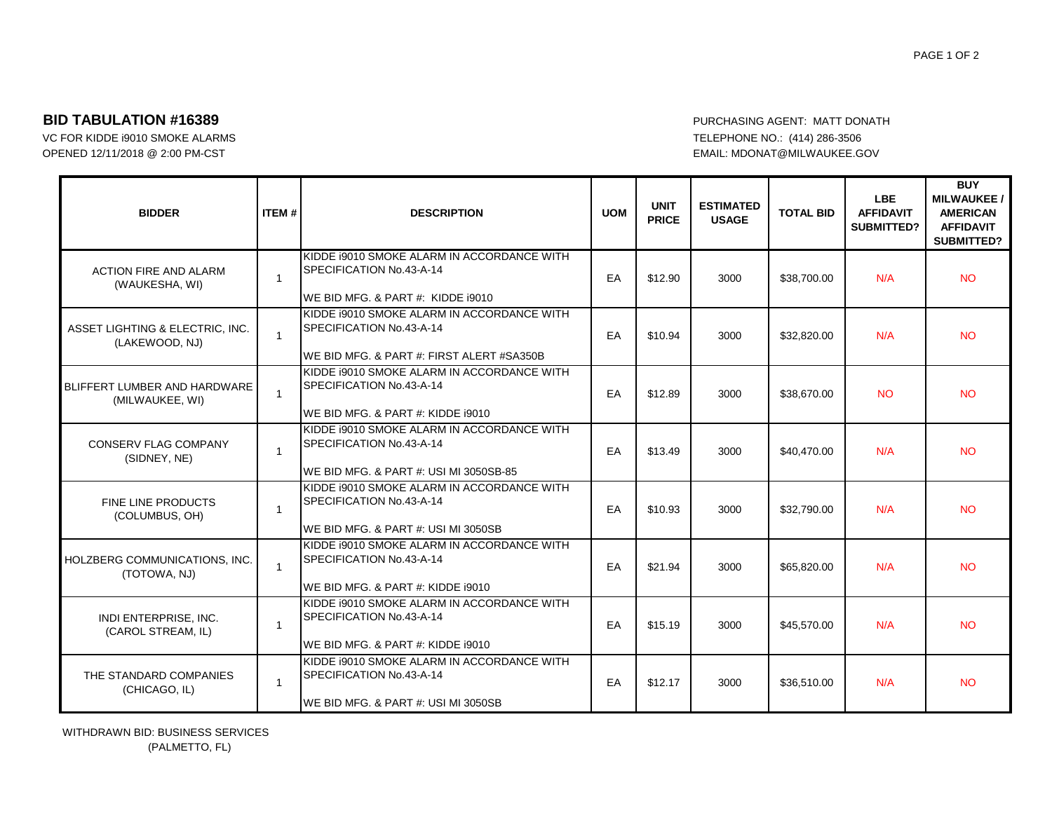## BID TABULATION #16389

VC FOR KIDDE i9010 SMOKE ALARMS
OPENED 12/11/2018 @ 2:00 PM-CST

PURCHASING AGENT: MATT DONATH
TELEPHONE NO.: (414) 286-3506
EMAIL: MDONAT@MILWAUKEE.GOV

| BIDDER | ITEM # | DESCRIPTION | UOM | UNIT PRICE | ESTIMATED USAGE | TOTAL BID | LBE AFFIDAVIT SUBMITTED? | BUY MILWAUKEE / AMERICAN AFFIDAVIT SUBMITTED? |
|---|---|---|---|---|---|---|---|---|
| ACTION FIRE AND ALARM (WAUKESHA, WI) | 1 | KIDDE i9010 SMOKE ALARM IN ACCORDANCE WITH SPECIFICATION No.43-A-14 WE BID MFG. & PART #: KIDDE i9010 | EA | $12.90 | 3000 | $38,700.00 | N/A | NO |
| ASSET LIGHTING & ELECTRIC, INC. (LAKEWOOD, NJ) | 1 | KIDDE i9010 SMOKE ALARM IN ACCORDANCE WITH SPECIFICATION No.43-A-14 WE BID MFG. & PART #: FIRST ALERT #SA350B | EA | $10.94 | 3000 | $32,820.00 | N/A | NO |
| BLIFFERT LUMBER AND HARDWARE (MILWAUKEE, WI) | 1 | KIDDE i9010 SMOKE ALARM IN ACCORDANCE WITH SPECIFICATION No.43-A-14 WE BID MFG. & PART #: KIDDE i9010 | EA | $12.89 | 3000 | $38,670.00 | NO | NO |
| CONSERV FLAG COMPANY (SIDNEY, NE) | 1 | KIDDE i9010 SMOKE ALARM IN ACCORDANCE WITH SPECIFICATION No.43-A-14 WE BID MFG. & PART #: USI MI 3050SB-85 | EA | $13.49 | 3000 | $40,470.00 | N/A | NO |
| FINE LINE PRODUCTS (COLUMBUS, OH) | 1 | KIDDE i9010 SMOKE ALARM IN ACCORDANCE WITH SPECIFICATION No.43-A-14 WE BID MFG. & PART #: USI MI 3050SB | EA | $10.93 | 3000 | $32,790.00 | N/A | NO |
| HOLZBERG COMMUNICATIONS, INC. (TOTOWA, NJ) | 1 | KIDDE i9010 SMOKE ALARM IN ACCORDANCE WITH SPECIFICATION No.43-A-14 WE BID MFG. & PART #: KIDDE i9010 | EA | $21.94 | 3000 | $65,820.00 | N/A | NO |
| INDI ENTERPRISE, INC. (CAROL STREAM, IL) | 1 | KIDDE i9010 SMOKE ALARM IN ACCORDANCE WITH SPECIFICATION No.43-A-14 WE BID MFG. & PART #: KIDDE i9010 | EA | $15.19 | 3000 | $45,570.00 | N/A | NO |
| THE STANDARD COMPANIES (CHICAGO, IL) | 1 | KIDDE i9010 SMOKE ALARM IN ACCORDANCE WITH SPECIFICATION No.43-A-14 WE BID MFG. & PART #: USI MI 3050SB | EA | $12.17 | 3000 | $36,510.00 | N/A | NO |

WITHDRAWN BID: BUSINESS SERVICES
(PALMETTO, FL)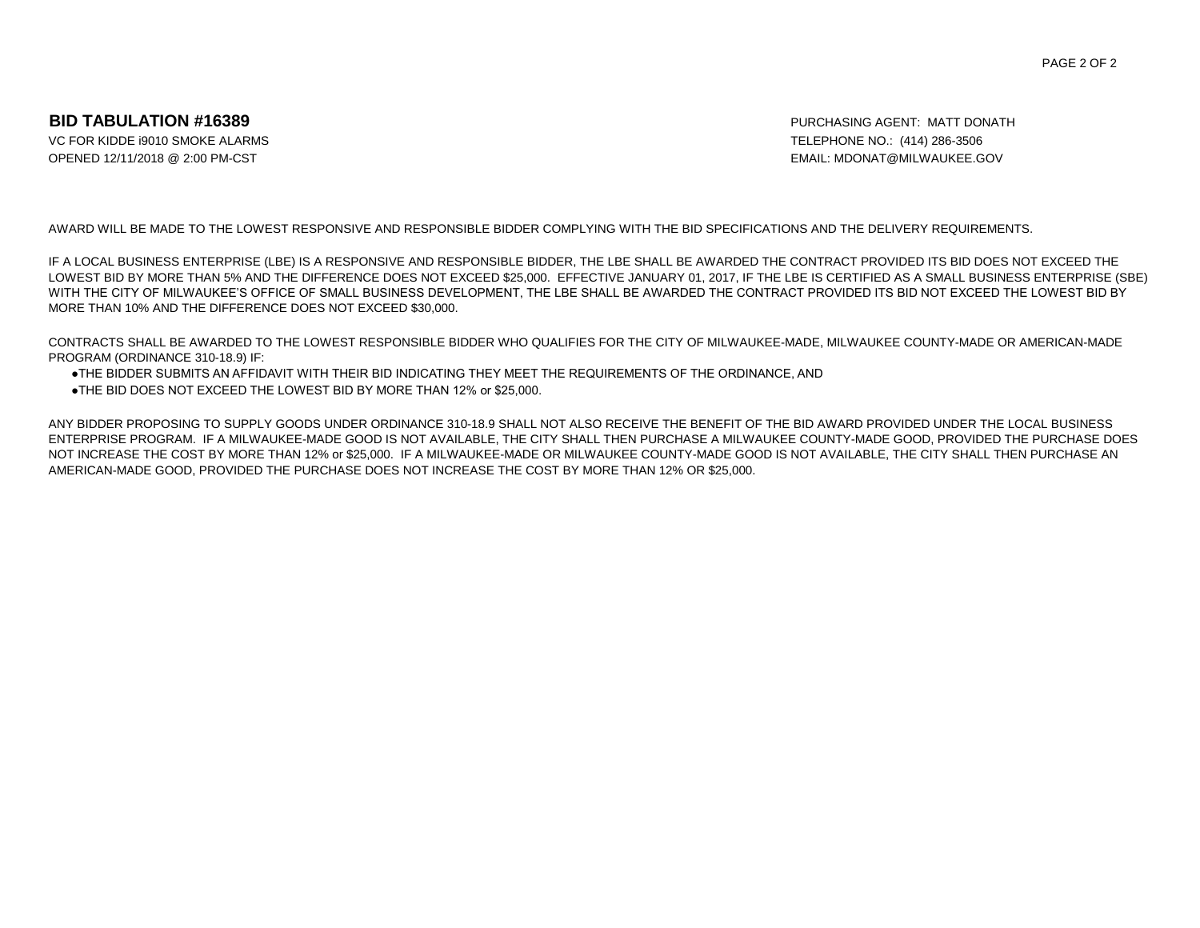## BID TABULATION #16389

VC FOR KIDDE i9010 SMOKE ALARMS
OPENED 12/11/2018 @ 2:00 PM-CST

PURCHASING AGENT: MATT DONATH
TELEPHONE NO.: (414) 286-3506
EMAIL: MDONAT@MILWAUKEE.GOV

AWARD WILL BE MADE TO THE LOWEST RESPONSIVE AND RESPONSIBLE BIDDER COMPLYING WITH THE BID SPECIFICATIONS AND THE DELIVERY REQUIREMENTS.

IF A LOCAL BUSINESS ENTERPRISE (LBE) IS A RESPONSIVE AND RESPONSIBLE BIDDER, THE LBE SHALL BE AWARDED THE CONTRACT PROVIDED ITS BID DOES NOT EXCEED THE LOWEST BID BY MORE THAN 5% AND THE DIFFERENCE DOES NOT EXCEED $25,000. EFFECTIVE JANUARY 01, 2017, IF THE LBE IS CERTIFIED AS A SMALL BUSINESS ENTERPRISE (SBE) WITH THE CITY OF MILWAUKEE'S OFFICE OF SMALL BUSINESS DEVELOPMENT, THE LBE SHALL BE AWARDED THE CONTRACT PROVIDED ITS BID NOT EXCEED THE LOWEST BID BY MORE THAN 10% AND THE DIFFERENCE DOES NOT EXCEED $30,000.

CONTRACTS SHALL BE AWARDED TO THE LOWEST RESPONSIBLE BIDDER WHO QUALIFIES FOR THE CITY OF MILWAUKEE-MADE, MILWAUKEE COUNTY-MADE OR AMERICAN-MADE PROGRAM (ORDINANCE 310-18.9) IF:

- THE BIDDER SUBMITS AN AFFIDAVIT WITH THEIR BID INDICATING THEY MEET THE REQUIREMENTS OF THE ORDINANCE, AND
- THE BID DOES NOT EXCEED THE LOWEST BID BY MORE THAN 12% or $25,000.

ANY BIDDER PROPOSING TO SUPPLY GOODS UNDER ORDINANCE 310-18.9 SHALL NOT ALSO RECEIVE THE BENEFIT OF THE BID AWARD PROVIDED UNDER THE LOCAL BUSINESS ENTERPRISE PROGRAM. IF A MILWAUKEE-MADE GOOD IS NOT AVAILABLE, THE CITY SHALL THEN PURCHASE A MILWAUKEE COUNTY-MADE GOOD, PROVIDED THE PURCHASE DOES NOT INCREASE THE COST BY MORE THAN 12% or $25,000. IF A MILWAUKEE-MADE OR MILWAUKEE COUNTY-MADE GOOD IS NOT AVAILABLE, THE CITY SHALL THEN PURCHASE AN AMERICAN-MADE GOOD, PROVIDED THE PURCHASE DOES NOT INCREASE THE COST BY MORE THAN 12% OR $25,000.